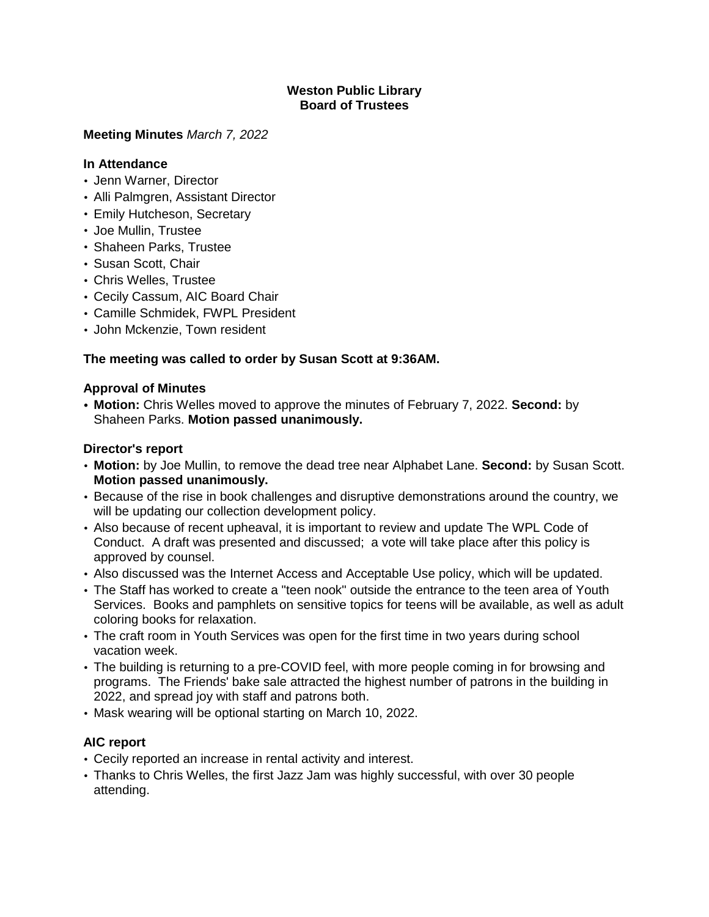**Weston Public Library**
**Board of Trustees**

**Meeting Minutes** *March 7, 2022*

### In Attendance

- Jenn Warner, Director
- Alli Palmgren, Assistant Director
- Emily Hutcheson, Secretary
- Joe Mullin, Trustee
- Shaheen Parks, Trustee
- Susan Scott, Chair
- Chris Welles, Trustee
- Cecily Cassum, AIC Board Chair
- Camille Schmidek, FWPL President
- John Mckenzie, Town resident

**The meeting was called to order by Susan Scott at 9:36AM.**

### Approval of Minutes

- **Motion:** Chris Welles moved to approve the minutes of February 7, 2022. **Second:** by Shaheen Parks. **Motion passed unanimously.**

### Director's report

- **Motion:** by Joe Mullin, to remove the dead tree near Alphabet Lane. **Second:** by Susan Scott. **Motion passed unanimously.**
- Because of the rise in book challenges and disruptive demonstrations around the country, we will be updating our collection development policy.
- Also because of recent upheaval, it is important to review and update The WPL Code of Conduct. A draft was presented and discussed; a vote will take place after this policy is approved by counsel.
- Also discussed was the Internet Access and Acceptable Use policy, which will be updated.
- The Staff has worked to create a "teen nook" outside the entrance to the teen area of Youth Services. Books and pamphlets on sensitive topics for teens will be available, as well as adult coloring books for relaxation.
- The craft room in Youth Services was open for the first time in two years during school vacation week.
- The building is returning to a pre-COVID feel, with more people coming in for browsing and programs. The Friends' bake sale attracted the highest number of patrons in the building in 2022, and spread joy with staff and patrons both.
- Mask wearing will be optional starting on March 10, 2022.

### AIC report

- Cecily reported an increase in rental activity and interest.
- Thanks to Chris Welles, the first Jazz Jam was highly successful, with over 30 people attending.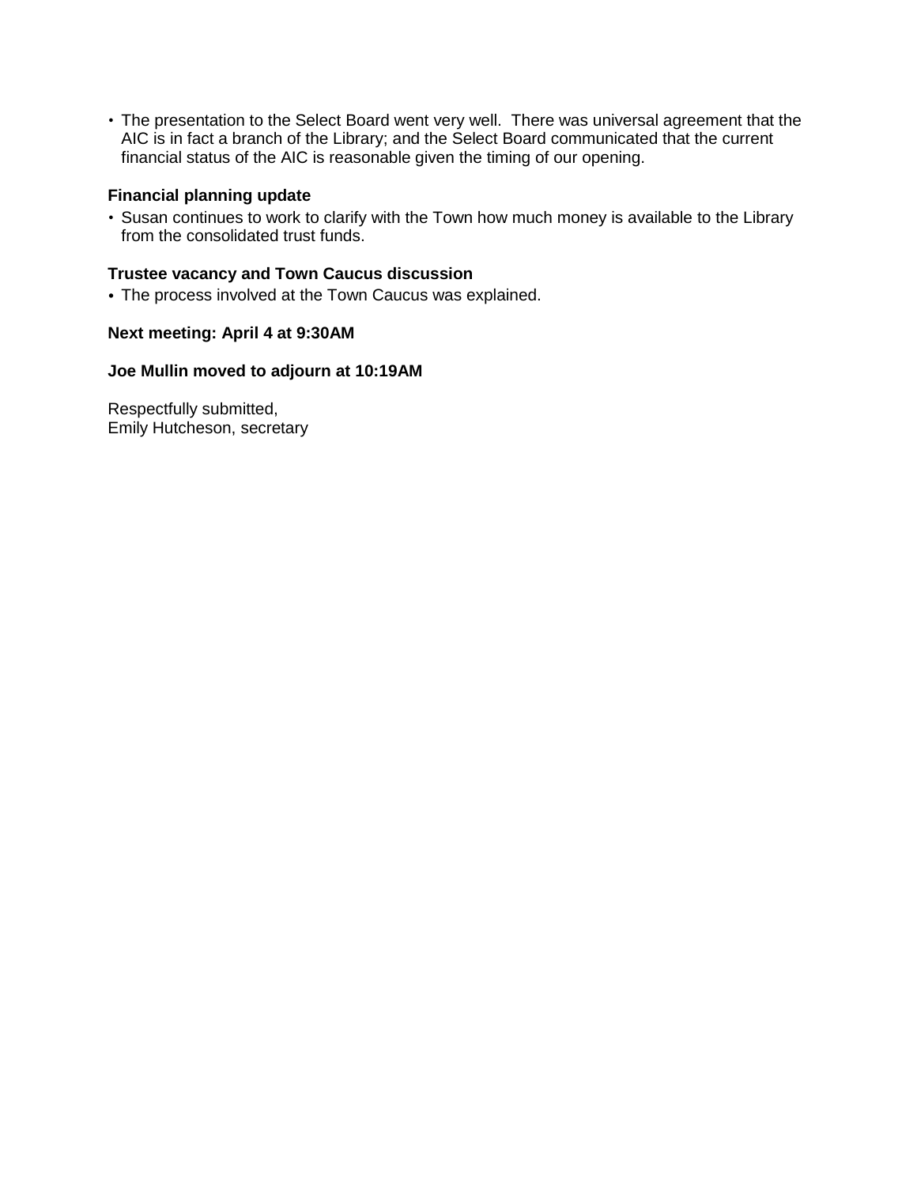- The presentation to the Select Board went very well.  There was universal agreement that the AIC is in fact a branch of the Library; and the Select Board communicated that the current financial status of the AIC is reasonable given the timing of our opening.

**Financial planning update**

- Susan continues to work to clarify with the Town how much money is available to the Library from the consolidated trust funds.

**Trustee vacancy and Town Caucus discussion**

- The process involved at the Town Caucus was explained.

**Next meeting: April 4 at 9:30AM**

**Joe Mullin moved to adjourn at 10:19AM**

Respectfully submitted,
Emily Hutcheson, secretary